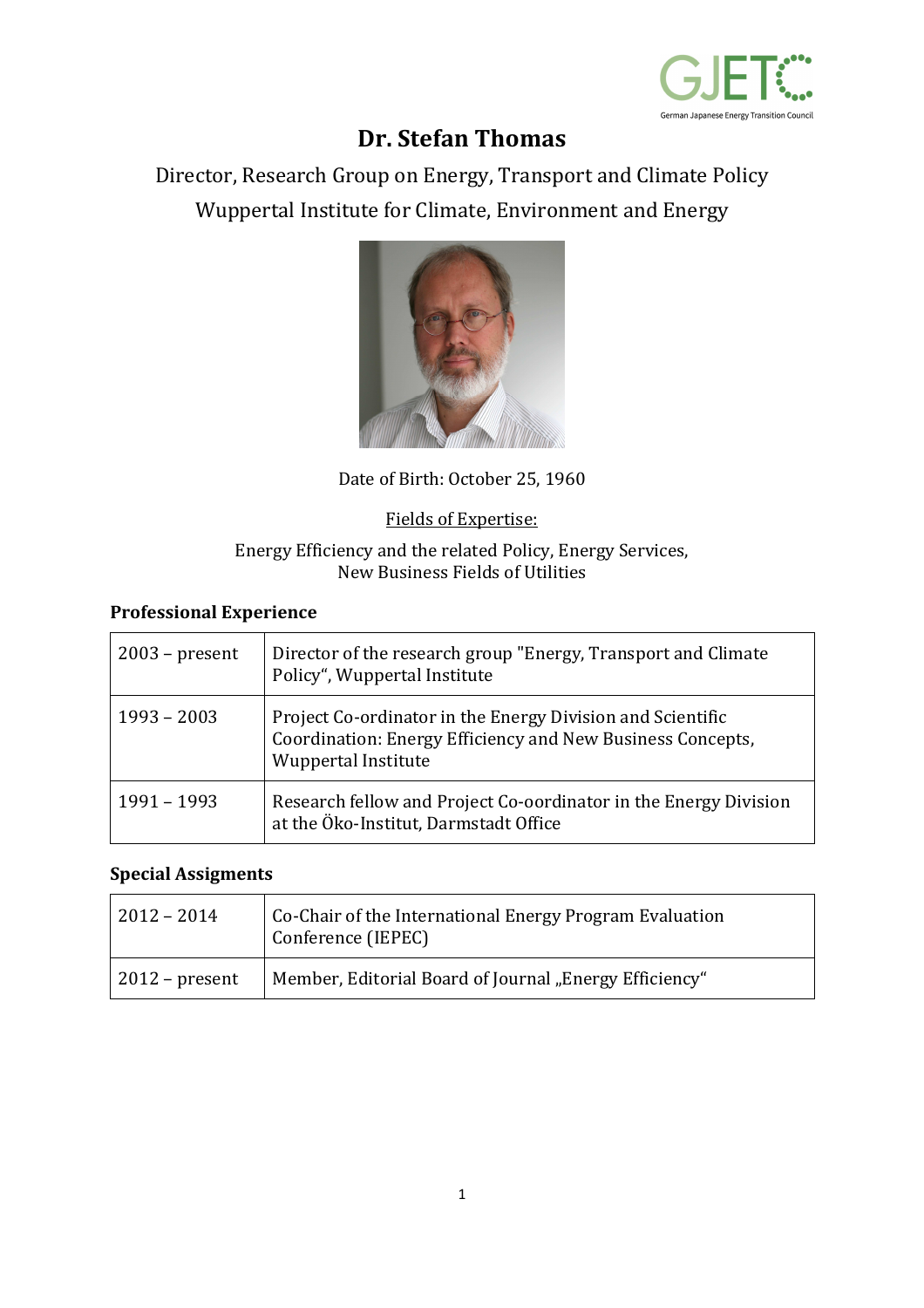# Dr. Stefan Thomas

Director, Research Group on Energy, Transport and Climate Policy

Wuppertal Institute for Climate, Environment and Energy

Date of Birth: October 25, 1960

Fields of Expertise:

Energy Efficiency and the related Policy, Energy Services,
New Business Fields of Utilities

## Professional Experience

| | |
|---|---|
| 2003 – present | Director of the research group "Energy, Transport and Climate Policy“, Wuppertal Institute |
| 1993 – 2003 | Project Co-ordinator in the Energy Division and Scientific Coordination: Energy Efficiency and New Business Concepts, Wuppertal Institute |
| 1991 – 1993 | Research fellow and Project Co-oordinator in the Energy Division at the Öko-Institut, Darmstadt Office |

## Special Assigments

| | |
|---|---|
| 2012 – 2014 | Co-Chair of the International Energy Program Evaluation Conference (IEPEC) |
| 2012 – present | Member, Editorial Board of Journal „Energy Efficiency“ |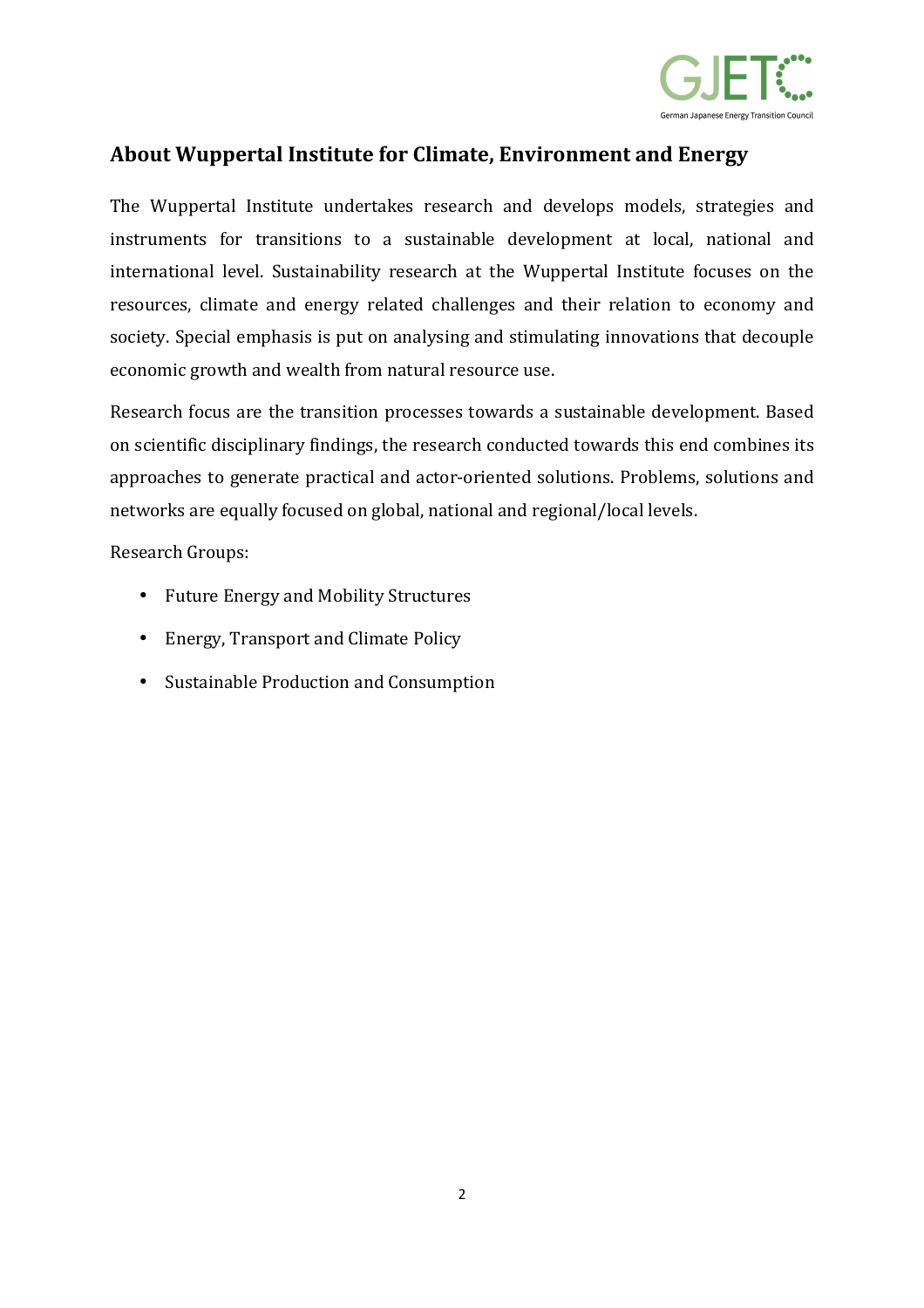## About Wuppertal Institute for Climate, Environment and Energy

The Wuppertal Institute undertakes research and develops models, strategies and instruments for transitions to a sustainable development at local, national and international level. Sustainability research at the Wuppertal Institute focuses on the resources, climate and energy related challenges and their relation to economy and society. Special emphasis is put on analysing and stimulating innovations that decouple economic growth and wealth from natural resource use.

Research focus are the transition processes towards a sustainable development. Based on scientific disciplinary findings, the research conducted towards this end combines its approaches to generate practical and actor-oriented solutions. Problems, solutions and networks are equally focused on global, national and regional/local levels.

Research Groups:

- Future Energy and Mobility Structures
- Energy, Transport and Climate Policy
- Sustainable Production and Consumption